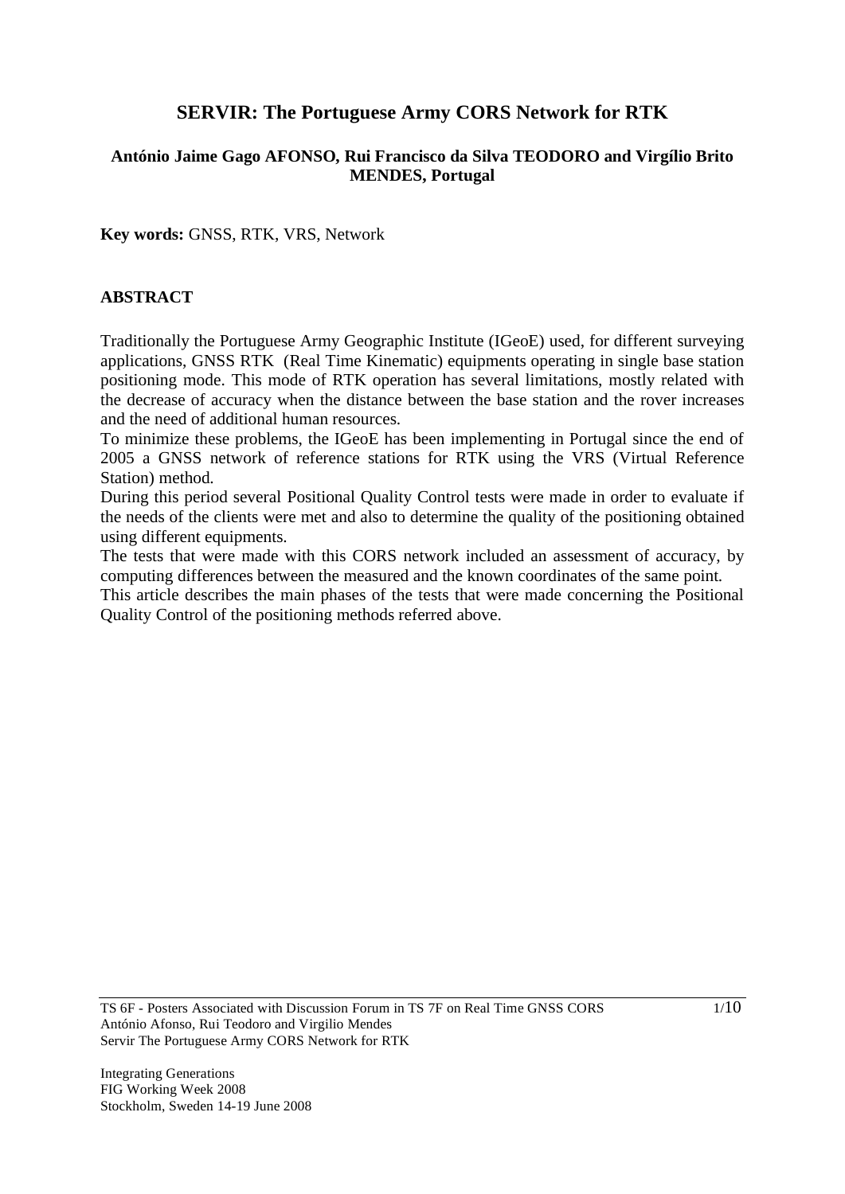# SERVIR: The Portuguese Army CORS Network for RTK

**António Jaime Gago AFONSO, Rui Francisco da Silva TEODORO and Virgílio Brito MENDES, Portugal**

**Key words:** GNSS, RTK, VRS, Network

## ABSTRACT

Traditionally the Portuguese Army Geographic Institute (IGeoE) used, for different surveying applications, GNSS RTK (Real Time Kinematic) equipments operating in single base station positioning mode. This mode of RTK operation has several limitations, mostly related with the decrease of accuracy when the distance between the base station and the rover increases and the need of additional human resources.

To minimize these problems, the IGeoE has been implementing in Portugal since the end of 2005 a GNSS network of reference stations for RTK using the VRS (Virtual Reference Station) method.

During this period several Positional Quality Control tests were made in order to evaluate if the needs of the clients were met and also to determine the quality of the positioning obtained using different equipments.

The tests that were made with this CORS network included an assessment of accuracy, by computing differences between the measured and the known coordinates of the same point.

This article describes the main phases of the tests that were made concerning the Positional Quality Control of the positioning methods referred above.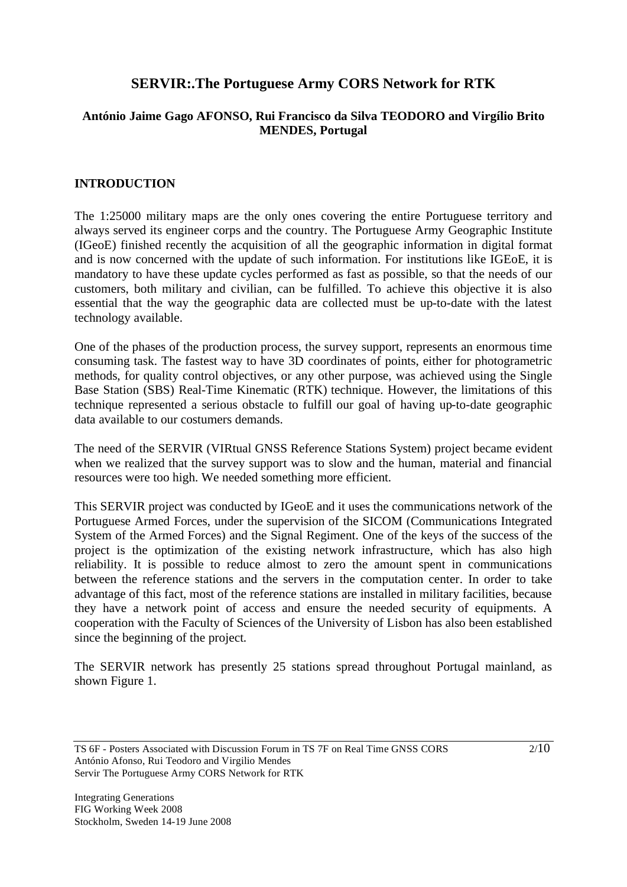# SERVIR:.The Portuguese Army CORS Network for RTK

**António Jaime Gago AFONSO, Rui Francisco da Silva TEODORO and Virgílio Brito MENDES, Portugal**

## INTRODUCTION

The 1:25000 military maps are the only ones covering the entire Portuguese territory and always served its engineer corps and the country. The Portuguese Army Geographic Institute (IGeoE) finished recently the acquisition of all the geographic information in digital format and is now concerned with the update of such information. For institutions like IGEoE, it is mandatory to have these update cycles performed as fast as possible, so that the needs of our customers, both military and civilian, can be fulfilled. To achieve this objective it is also essential that the way the geographic data are collected must be up-to-date with the latest technology available.

One of the phases of the production process, the survey support, represents an enormous time consuming task. The fastest way to have 3D coordinates of points, either for photogrametric methods, for quality control objectives, or any other purpose, was achieved using the Single Base Station (SBS) Real-Time Kinematic (RTK) technique. However, the limitations of this technique represented a serious obstacle to fulfill our goal of having up-to-date geographic data available to our costumers demands.

The need of the SERVIR (VIRtual GNSS Reference Stations System) project became evident when we realized that the survey support was to slow and the human, material and financial resources were too high. We needed something more efficient.

This SERVIR project was conducted by IGeoE and it uses the communications network of the Portuguese Armed Forces, under the supervision of the SICOM (Communications Integrated System of the Armed Forces) and the Signal Regiment. One of the keys of the success of the project is the optimization of the existing network infrastructure, which has also high reliability. It is possible to reduce almost to zero the amount spent in communications between the reference stations and the servers in the computation center. In order to take advantage of this fact, most of the reference stations are installed in military facilities, because they have a network point of access and ensure the needed security of equipments. A cooperation with the Faculty of Sciences of the University of Lisbon has also been established since the beginning of the project.

The SERVIR network has presently 25 stations spread throughout Portugal mainland, as shown Figure 1.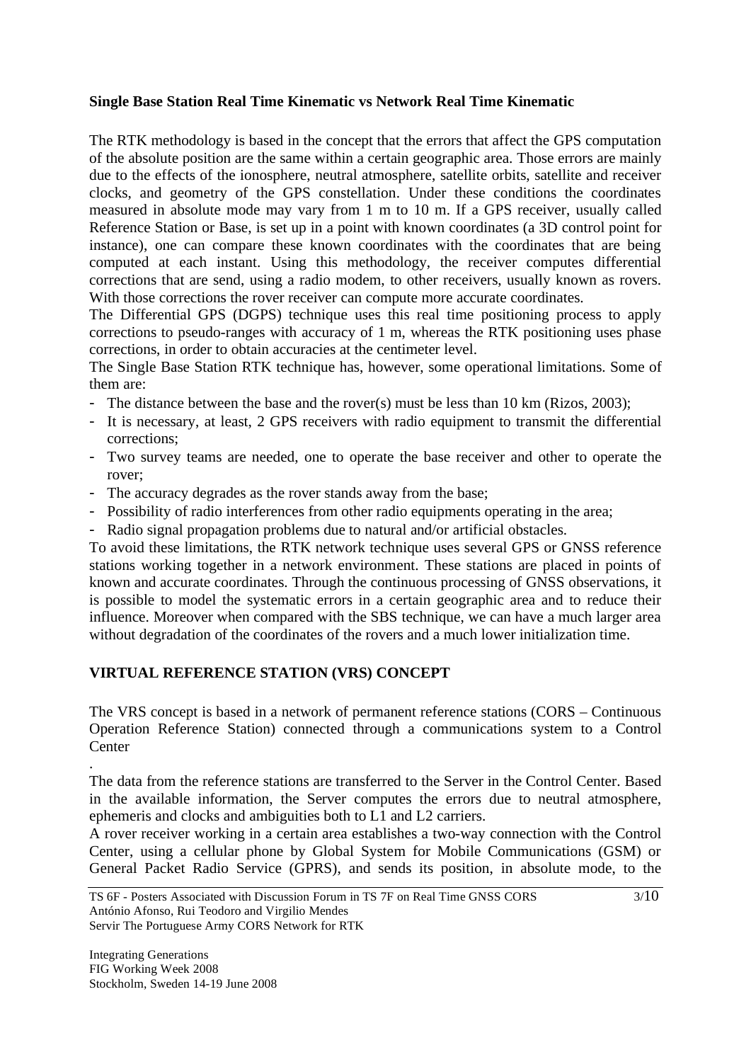**Single Base Station Real Time Kinematic vs Network Real Time Kinematic**

The RTK methodology is based in the concept that the errors that affect the GPS computation of the absolute position are the same within a certain geographic area. Those errors are mainly due to the effects of the ionosphere, neutral atmosphere, satellite orbits, satellite and receiver clocks, and geometry of the GPS constellation. Under these conditions the coordinates measured in absolute mode may vary from 1 m to 10 m. If a GPS receiver, usually called Reference Station or Base, is set up in a point with known coordinates (a 3D control point for instance), one can compare these known coordinates with the coordinates that are being computed at each instant. Using this methodology, the receiver computes differential corrections that are send, using a radio modem, to other receivers, usually known as rovers. With those corrections the rover receiver can compute more accurate coordinates.

The Differential GPS (DGPS) technique uses this real time positioning process to apply corrections to pseudo-ranges with accuracy of 1 m, whereas the RTK positioning uses phase corrections, in order to obtain accuracies at the centimeter level.

The Single Base Station RTK technique has, however, some operational limitations. Some of them are:

- The distance between the base and the rover(s) must be less than 10 km (Rizos, 2003);
- It is necessary, at least, 2 GPS receivers with radio equipment to transmit the differential corrections;
- Two survey teams are needed, one to operate the base receiver and other to operate the rover;
- The accuracy degrades as the rover stands away from the base;
- Possibility of radio interferences from other radio equipments operating in the area;
- Radio signal propagation problems due to natural and/or artificial obstacles.

To avoid these limitations, the RTK network technique uses several GPS or GNSS reference stations working together in a network environment. These stations are placed in points of known and accurate coordinates. Through the continuous processing of GNSS observations, it is possible to model the systematic errors in a certain geographic area and to reduce their influence. Moreover when compared with the SBS technique, we can have a much larger area without degradation of the coordinates of the rovers and a much lower initialization time.

## VIRTUAL REFERENCE STATION (VRS) CONCEPT

The VRS concept is based in a network of permanent reference stations (CORS – Continuous Operation Reference Station) connected through a communications system to a Control Center

.

The data from the reference stations are transferred to the Server in the Control Center. Based in the available information, the Server computes the errors due to neutral atmosphere, ephemeris and clocks and ambiguities both to L1 and L2 carriers.

A rover receiver working in a certain area establishes a two-way connection with the Control Center, using a cellular phone by Global System for Mobile Communications (GSM) or General Packet Radio Service (GPRS), and sends its position, in absolute mode, to the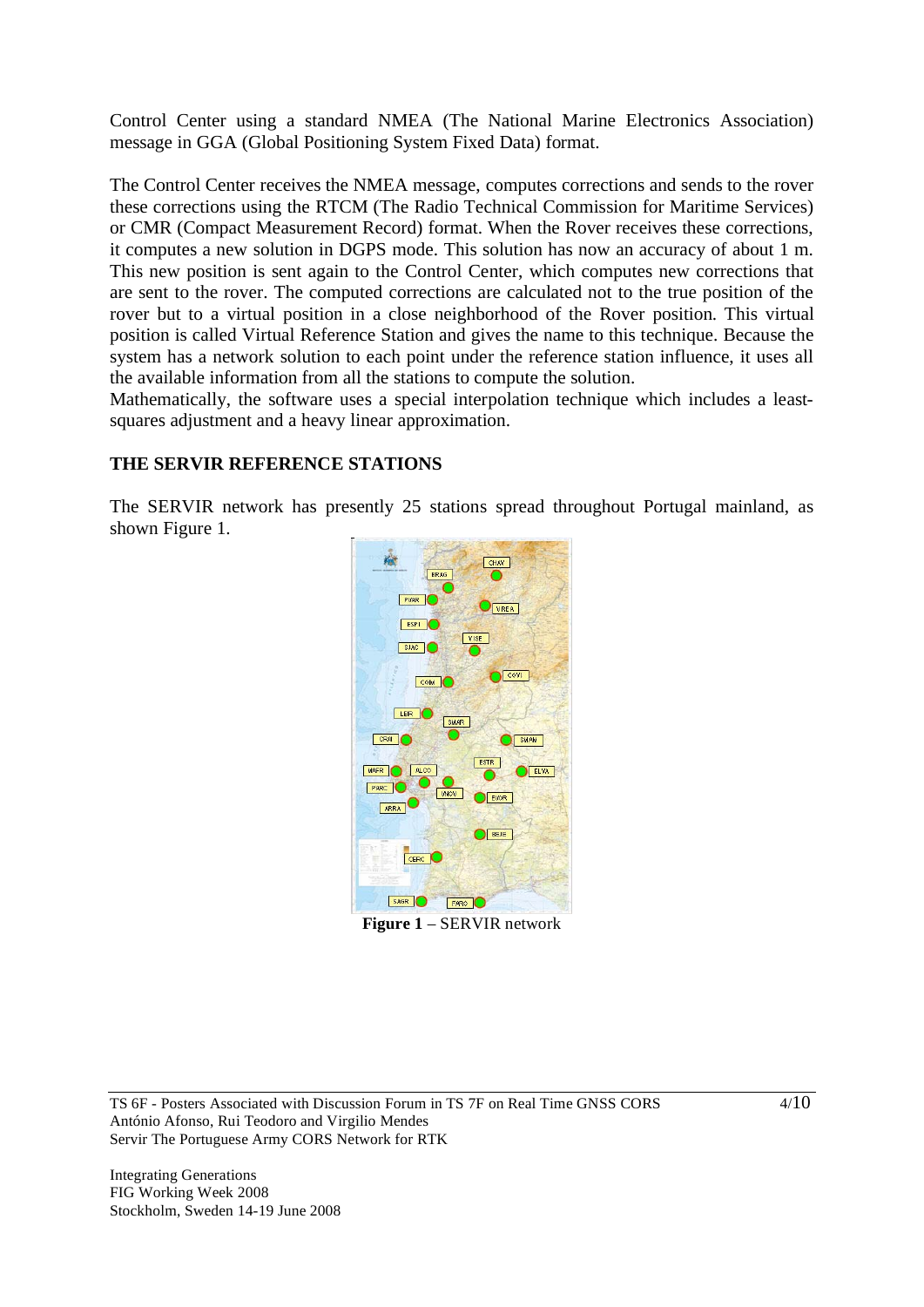Control Center using a standard NMEA (The National Marine Electronics Association) message in GGA (Global Positioning System Fixed Data) format.

The Control Center receives the NMEA message, computes corrections and sends to the rover these corrections using the RTCM (The Radio Technical Commission for Maritime Services) or CMR (Compact Measurement Record) format. When the Rover receives these corrections, it computes a new solution in DGPS mode. This solution has now an accuracy of about 1 m. This new position is sent again to the Control Center, which computes new corrections that are sent to the rover. The computed corrections are calculated not to the true position of the rover but to a virtual position in a close neighborhood of the Rover position. This virtual position is called Virtual Reference Station and gives the name to this technique. Because the system has a network solution to each point under the reference station influence, it uses all the available information from all the stations to compute the solution.
Mathematically, the software uses a special interpolation technique which includes a least-squares adjustment and a heavy linear approximation.

## THE SERVIR REFERENCE STATIONS

The SERVIR network has presently 25 stations spread throughout Portugal mainland, as shown Figure 1.

**Figure 1** – SERVIR network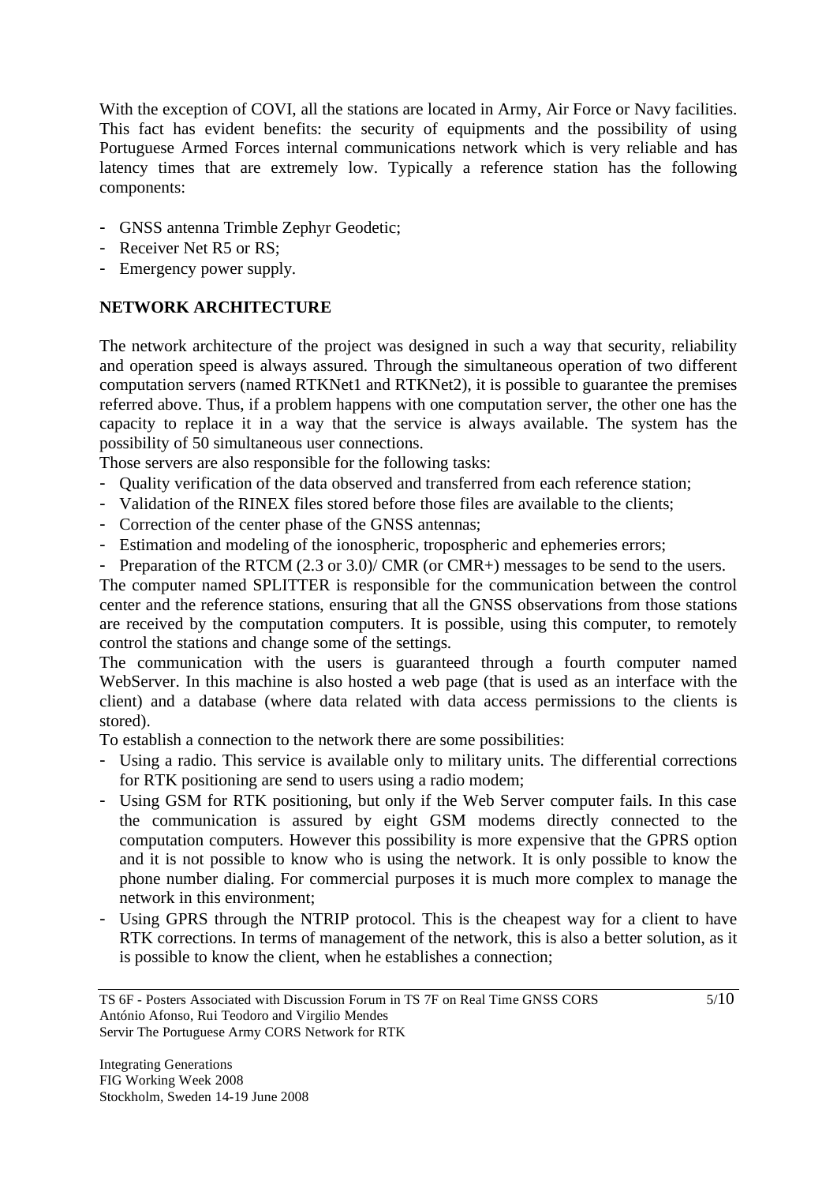With the exception of COVI, all the stations are located in Army, Air Force or Navy facilities. This fact has evident benefits: the security of equipments and the possibility of using Portuguese Armed Forces internal communications network which is very reliable and has latency times that are extremely low. Typically a reference station has the following components:

- GNSS antenna Trimble Zephyr Geodetic;
- Receiver Net R5 or RS;
- Emergency power supply.

## NETWORK ARCHITECTURE

The network architecture of the project was designed in such a way that security, reliability and operation speed is always assured. Through the simultaneous operation of two different computation servers (named RTKNet1 and RTKNet2), it is possible to guarantee the premises referred above. Thus, if a problem happens with one computation server, the other one has the capacity to replace it in a way that the service is always available. The system has the possibility of 50 simultaneous user connections.

Those servers are also responsible for the following tasks:

- Quality verification of the data observed and transferred from each reference station;
- Validation of the RINEX files stored before those files are available to the clients;
- Correction of the center phase of the GNSS antennas;
- Estimation and modeling of the ionospheric, tropospheric and ephemeries errors;
- Preparation of the RTCM (2.3 or 3.0)/ CMR (or CMR+) messages to be send to the users.

The computer named SPLITTER is responsible for the communication between the control center and the reference stations, ensuring that all the GNSS observations from those stations are received by the computation computers. It is possible, using this computer, to remotely control the stations and change some of the settings.

The communication with the users is guaranteed through a fourth computer named WebServer. In this machine is also hosted a web page (that is used as an interface with the client) and a database (where data related with data access permissions to the clients is stored).

To establish a connection to the network there are some possibilities:

- Using a radio. This service is available only to military units. The differential corrections for RTK positioning are send to users using a radio modem;
- Using GSM for RTK positioning, but only if the Web Server computer fails. In this case the communication is assured by eight GSM modems directly connected to the computation computers. However this possibility is more expensive that the GPRS option and it is not possible to know who is using the network. It is only possible to know the phone number dialing. For commercial purposes it is much more complex to manage the network in this environment;
- Using GPRS through the NTRIP protocol. This is the cheapest way for a client to have RTK corrections. In terms of management of the network, this is also a better solution, as it is possible to know the client, when he establishes a connection;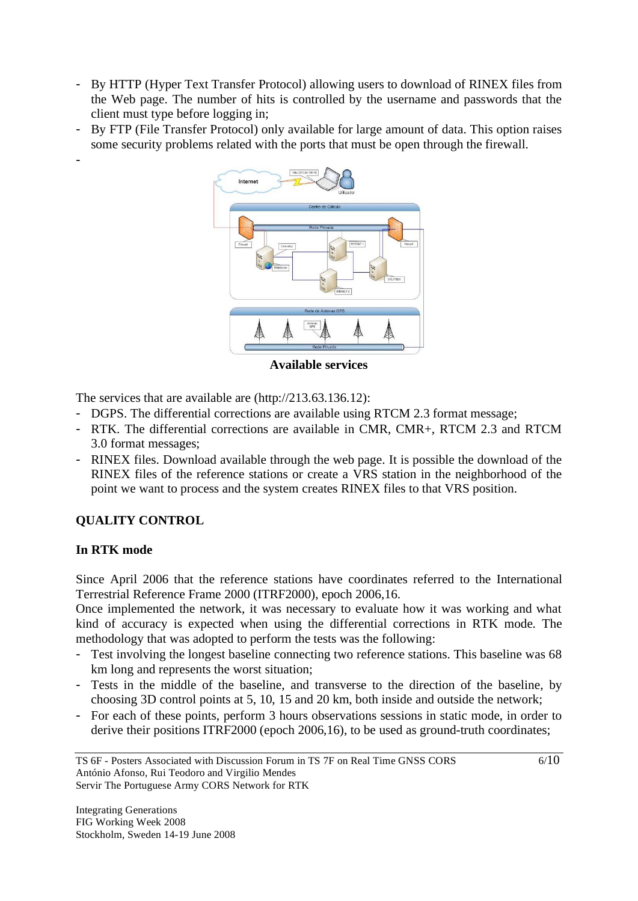- By HTTP (Hyper Text Transfer Protocol) allowing users to download of RINEX files from the Web page. The number of hits is controlled by the username and passwords that the client must type before logging in;
- By FTP (File Transfer Protocol) only available for large amount of data. This option raises some security problems related with the ports that must be open through the firewall.
-

**Available services**

The services that are available are (http://213.63.136.12):

- DGPS. The differential corrections are available using RTCM 2.3 format message;
- RTK. The differential corrections are available in CMR, CMR+, RTCM 2.3 and RTCM 3.0 format messages;
- RINEX files. Download available through the web page. It is possible the download of the RINEX files of the reference stations or create a VRS station in the neighborhood of the point we want to process and the system creates RINEX files to that VRS position.

## QUALITY CONTROL

### In RTK mode

Since April 2006 that the reference stations have coordinates referred to the International Terrestrial Reference Frame 2000 (ITRF2000), epoch 2006,16.
Once implemented the network, it was necessary to evaluate how it was working and what kind of accuracy is expected when using the differential corrections in RTK mode. The methodology that was adopted to perform the tests was the following:

- Test involving the longest baseline connecting two reference stations. This baseline was 68 km long and represents the worst situation;
- Tests in the middle of the baseline, and transverse to the direction of the baseline, by choosing 3D control points at 5, 10, 15 and 20 km, both inside and outside the network;
- For each of these points, perform 3 hours observations sessions in static mode, in order to derive their positions ITRF2000 (epoch 2006,16), to be used as ground-truth coordinates;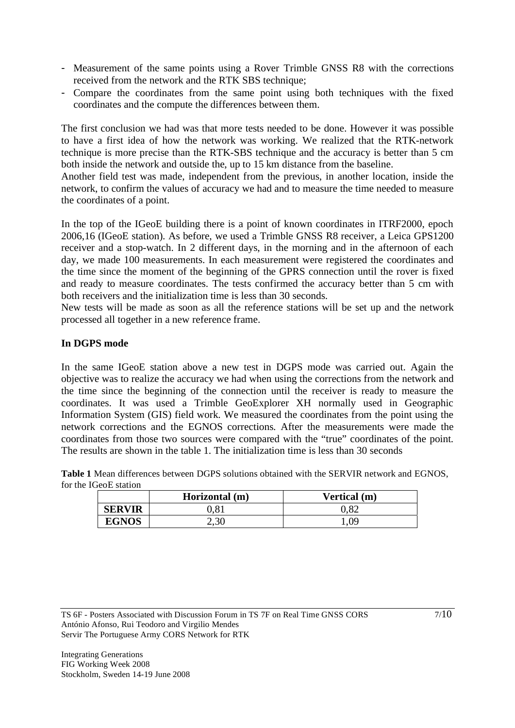- Measurement of the same points using a Rover Trimble GNSS R8 with the corrections received from the network and the RTK SBS technique;
- Compare the coordinates from the same point using both techniques with the fixed coordinates and the compute the differences between them.

The first conclusion we had was that more tests needed to be done. However it was possible to have a first idea of how the network was working. We realized that the RTK-network technique is more precise than the RTK-SBS technique and the accuracy is better than 5 cm both inside the network and outside the, up to 15 km distance from the baseline.
Another field test was made, independent from the previous, in another location, inside the network, to confirm the values of accuracy we had and to measure the time needed to measure the coordinates of a point.

In the top of the IGeoE building there is a point of known coordinates in ITRF2000, epoch 2006,16 (IGeoE station). As before, we used a Trimble GNSS R8 receiver, a Leica GPS1200 receiver and a stop-watch. In 2 different days, in the morning and in the afternoon of each day, we made 100 measurements. In each measurement were registered the coordinates and the time since the moment of the beginning of the GPRS connection until the rover is fixed and ready to measure coordinates. The tests confirmed the accuracy better than 5 cm with both receivers and the initialization time is less than 30 seconds.
New tests will be made as soon as all the reference stations will be set up and the network processed all together in a new reference frame.

**In DGPS mode**

In the same IGeoE station above a new test in DGPS mode was carried out. Again the objective was to realize the accuracy we had when using the corrections from the network and the time since the beginning of the connection until the receiver is ready to measure the coordinates. It was used a Trimble GeoExplorer XH normally used in Geographic Information System (GIS) field work. We measured the coordinates from the point using the network corrections and the EGNOS corrections. After the measurements were made the coordinates from those two sources were compared with the "true" coordinates of the point. The results are shown in the table 1. The initialization time is less than 30 seconds

**Table 1** Mean differences between DGPS solutions obtained with the SERVIR network and EGNOS, for the IGeoE station

| | Horizontal (m) | Vertical (m) |
|---|---|---|
| **SERVIR** | 0,81 | 0,82 |
| **EGNOS** | 2,30 | 1,09 |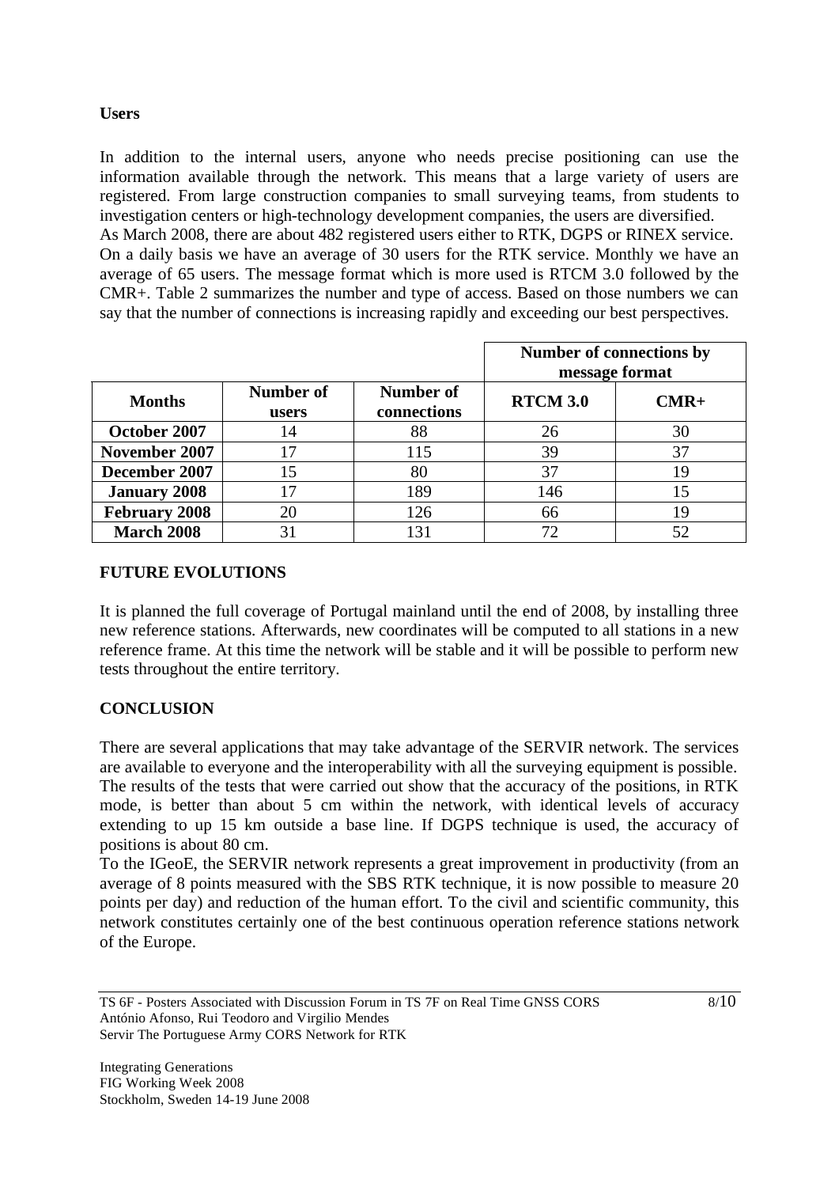**Users**

In addition to the internal users, anyone who needs precise positioning can use the information available through the network. This means that a large variety of users are registered. From large construction companies to small surveying teams, from students to investigation centers or high-technology development companies, the users are diversified.
As March 2008, there are about 482 registered users either to RTK, DGPS or RINEX service. On a daily basis we have an average of 30 users for the RTK service. Monthly we have an average of 65 users. The message format which is more used is RTCM 3.0 followed by the CMR+. Table 2 summarizes the number and type of access. Based on those numbers we can say that the number of connections is increasing rapidly and exceeding our best perspectives.

| | | | Number of connections by message format | |
|---|---|---|---|---|
| **Months** | **Number of users** | **Number of connections** | **RTCM 3.0** | **CMR+** |
| **October 2007** | 14 | 88 | 26 | 30 |
| **November 2007** | 17 | 115 | 39 | 37 |
| **December 2007** | 15 | 80 | 37 | 19 |
| **January 2008** | 17 | 189 | 146 | 15 |
| **February 2008** | 20 | 126 | 66 | 19 |
| **March 2008** | 31 | 131 | 72 | 52 |

## FUTURE EVOLUTIONS

It is planned the full coverage of Portugal mainland until the end of 2008, by installing three new reference stations. Afterwards, new coordinates will be computed to all stations in a new reference frame. At this time the network will be stable and it will be possible to perform new tests throughout the entire territory.

## CONCLUSION

There are several applications that may take advantage of the SERVIR network. The services are available to everyone and the interoperability with all the surveying equipment is possible. The results of the tests that were carried out show that the accuracy of the positions, in RTK mode, is better than about 5 cm within the network, with identical levels of accuracy extending to up 15 km outside a base line. If DGPS technique is used, the accuracy of positions is about 80 cm.
To the IGeoE, the SERVIR network represents a great improvement in productivity (from an average of 8 points measured with the SBS RTK technique, it is now possible to measure 20 points per day) and reduction of the human effort. To the civil and scientific community, this network constitutes certainly one of the best continuous operation reference stations network of the Europe.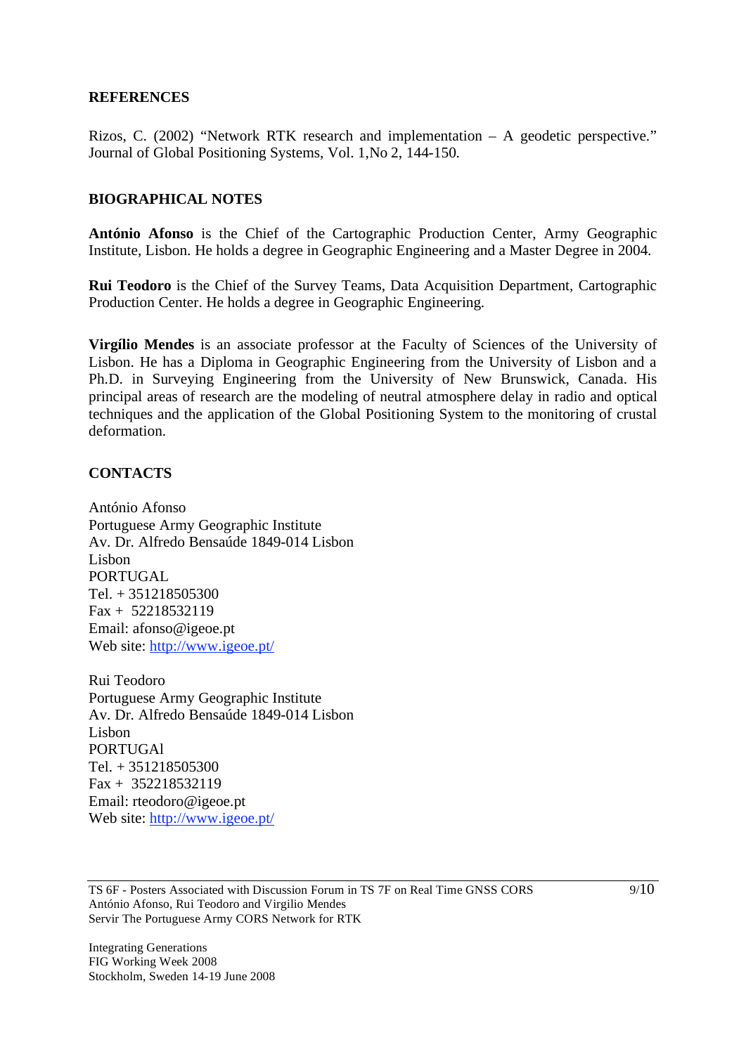## REFERENCES

Rizos, C. (2002) "Network RTK research and implementation – A geodetic perspective." Journal of Global Positioning Systems, Vol. 1,No 2, 144-150.

## BIOGRAPHICAL NOTES

**António Afonso** is the Chief of the Cartographic Production Center, Army Geographic Institute, Lisbon. He holds a degree in Geographic Engineering and a Master Degree in 2004.

**Rui Teodoro** is the Chief of the Survey Teams, Data Acquisition Department, Cartographic Production Center. He holds a degree in Geographic Engineering.

**Virgílio Mendes** is an associate professor at the Faculty of Sciences of the University of Lisbon. He has a Diploma in Geographic Engineering from the University of Lisbon and a Ph.D. in Surveying Engineering from the University of New Brunswick, Canada. His principal areas of research are the modeling of neutral atmosphere delay in radio and optical techniques and the application of the Global Positioning System to the monitoring of crustal deformation.

## CONTACTS

António Afonso
Portuguese Army Geographic Institute
Av. Dr. Alfredo Bensaúde 1849-014 Lisbon
Lisbon
PORTUGAL
Tel. + 351218505300
Fax + 52218532119
Email: afonso@igeoe.pt
Web site: http://www.igeoe.pt/

Rui Teodoro
Portuguese Army Geographic Institute
Av. Dr. Alfredo Bensaúde 1849-014 Lisbon
Lisbon
PORTUGAl
Tel. + 351218505300
Fax + 352218532119
Email: rteodoro@igeoe.pt
Web site: http://www.igeoe.pt/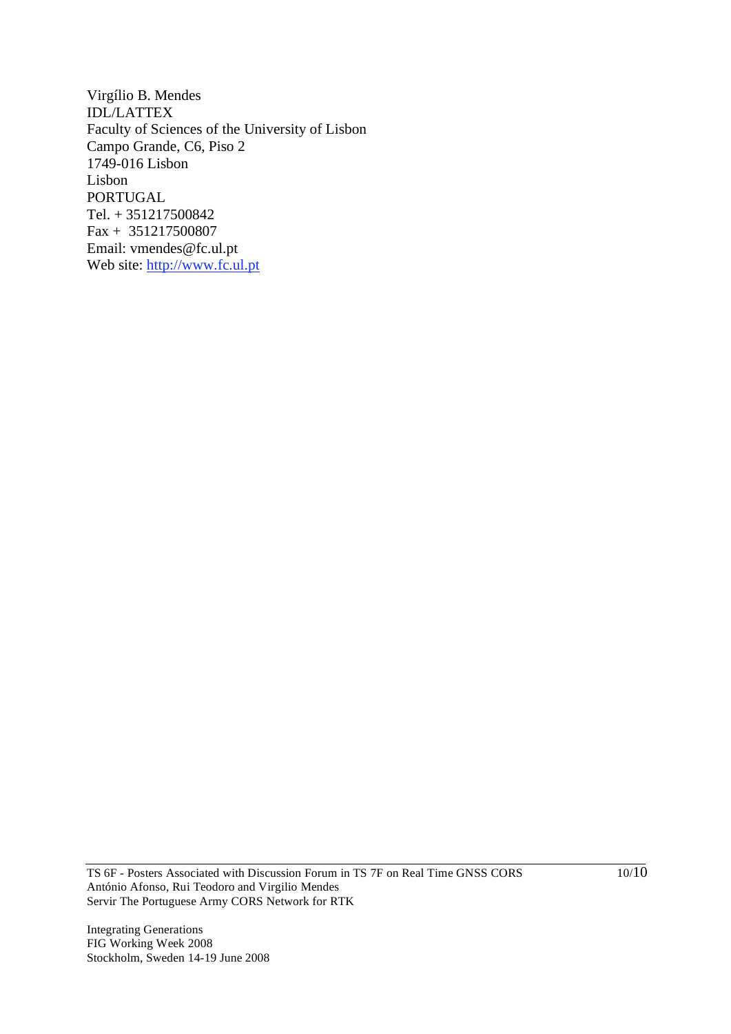Virgílio B. Mendes
IDL/LATTEX
Faculty of Sciences of the University of Lisbon
Campo Grande, C6, Piso 2
1749-016 Lisbon
Lisbon
PORTUGAL
Tel. + 351217500842
Fax + 351217500807
Email: vmendes@fc.ul.pt
Web site: http://www.fc.ul.pt